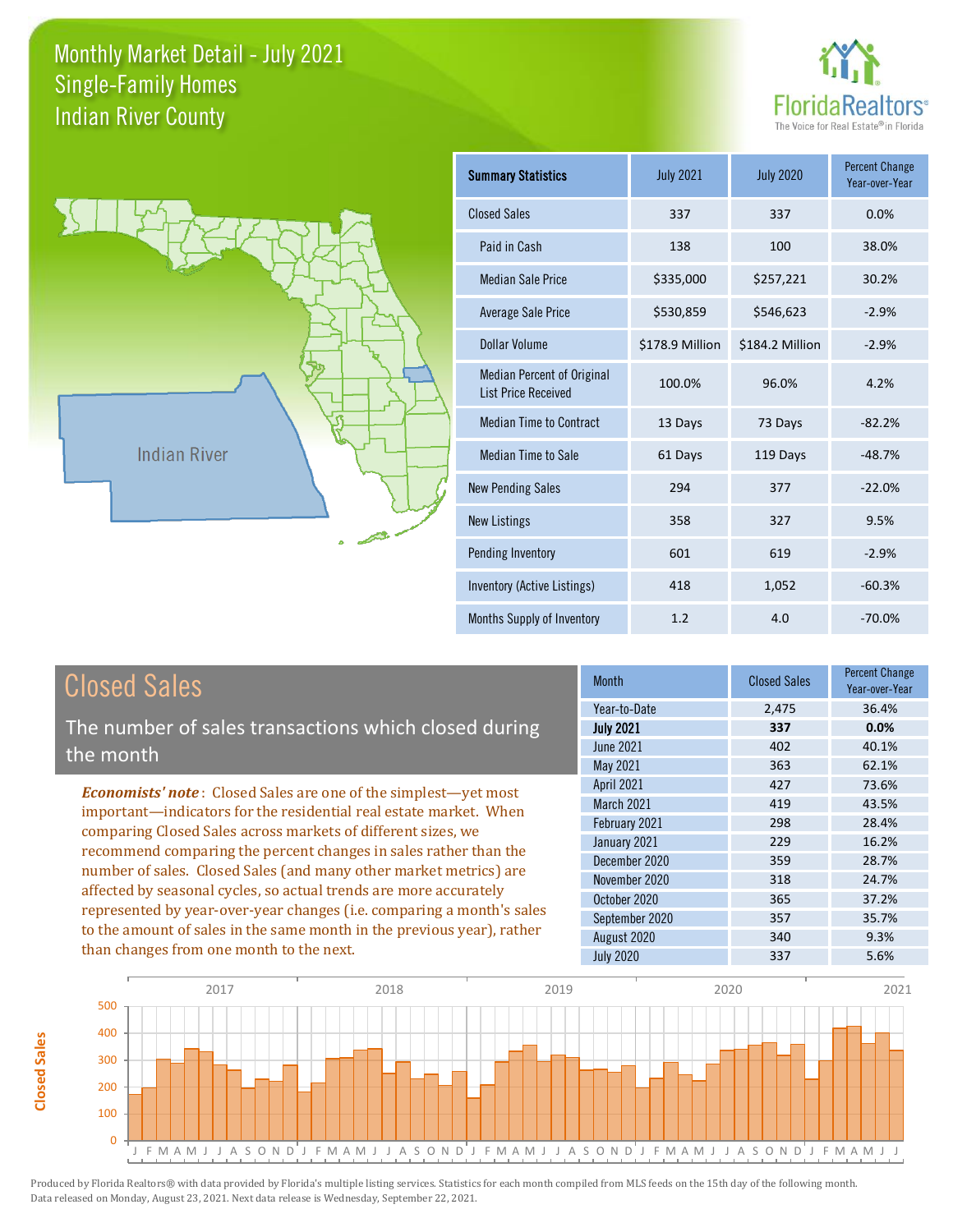# Monthly Market Detail - July 2021
## Single-Family Homes
## Indian River County

FloridaRealtors®
The Voice for Real Estate® in Florida

Indian River

| Summary Statistics | July 2021 | July 2020 | Percent Change Year-over-Year |
|---|---|---|---|
| Closed Sales | 337 | 337 | 0.0% |
| Paid in Cash | 138 | 100 | 38.0% |
| Median Sale Price | $335,000 | $257,221 | 30.2% |
| Average Sale Price | $530,859 | $546,623 | -2.9% |
| Dollar Volume | $178.9 Million | $184.2 Million | -2.9% |
| Median Percent of Original List Price Received | 100.0% | 96.0% | 4.2% |
| Median Time to Contract | 13 Days | 73 Days | -82.2% |
| Median Time to Sale | 61 Days | 119 Days | -48.7% |
| New Pending Sales | 294 | 377 | -22.0% |
| New Listings | 358 | 327 | 9.5% |
| Pending Inventory | 601 | 619 | -2.9% |
| Inventory (Active Listings) | 418 | 1,052 | -60.3% |
| Months Supply of Inventory | 1.2 | 4.0 | -70.0% |

## Closed Sales

The number of sales transactions which closed during the month

***Economists' note***: Closed Sales are one of the simplest—yet most important—indicators for the residential real estate market. When comparing Closed Sales across markets of different sizes, we recommend comparing the percent changes in sales rather than the number of sales. Closed Sales (and many other market metrics) are affected by seasonal cycles, so actual trends are more accurately represented by year-over-year changes (i.e. comparing a month's sales to the amount of sales in the same month in the previous year), rather than changes from one month to the next.

| Month | Closed Sales | Percent Change Year-over-Year |
|---|---|---|
| Year-to-Date | 2,475 | 36.4% |
| **July 2021** | **337** | **0.0%** |
| June 2021 | 402 | 40.1% |
| May 2021 | 363 | 62.1% |
| April 2021 | 427 | 73.6% |
| March 2021 | 419 | 43.5% |
| February 2021 | 298 | 28.4% |
| January 2021 | 229 | 16.2% |
| December 2020 | 359 | 28.7% |
| November 2020 | 318 | 24.7% |
| October 2020 | 365 | 37.2% |
| September 2020 | 357 | 35.7% |
| August 2020 | 340 | 9.3% |
| July 2020 | 337 | 5.6% |

Closed Sales

2017 2018 2019 2020 2021

500
400
300
200
100
0

J F M A M J J A S O N D J F M A M J J A S O N D J F M A M J J A S O N D J F M A M J J A S O N D J F M A M J J

Produced by Florida Realtors® with data provided by Florida's multiple listing services. Statistics for each month compiled from MLS feeds on the 15th day of the following month. Data released on Monday, August 23, 2021. Next data release is Wednesday, September 22, 2021.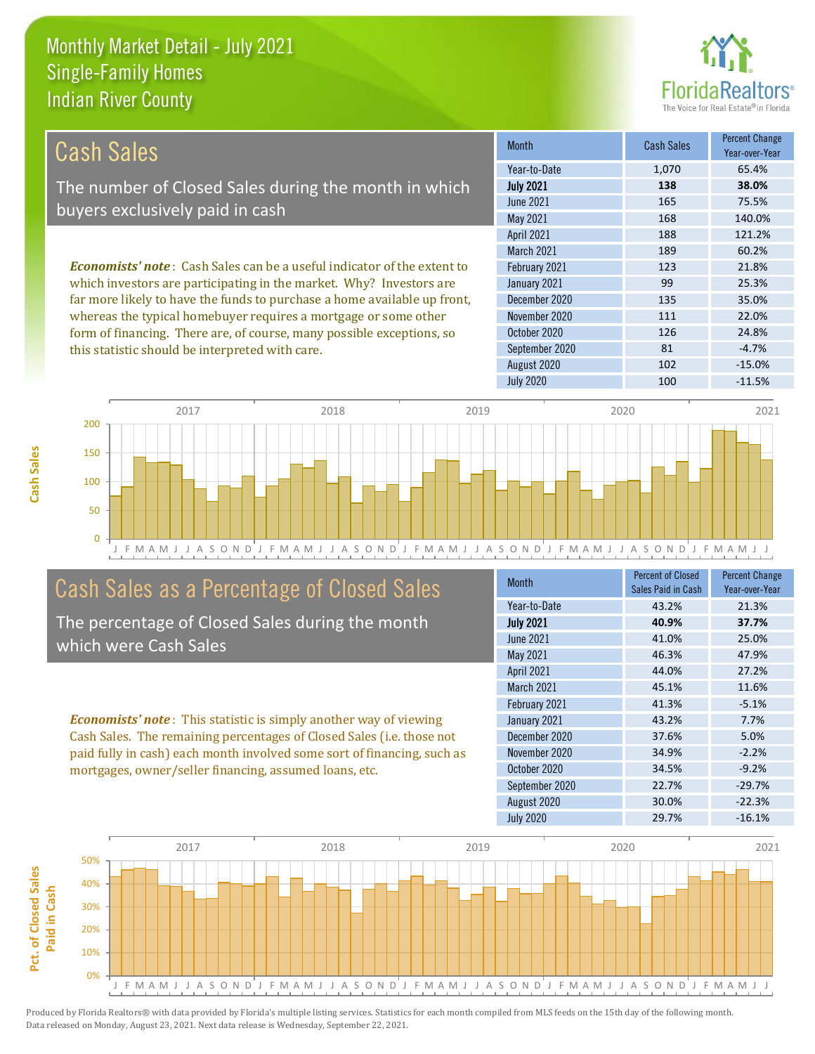# Monthly Market Detail - July 2021
## Single-Family Homes
## Indian River County

## Cash Sales

The number of Closed Sales during the month in which buyers exclusively paid in cash

*Economists' note*: Cash Sales can be a useful indicator of the extent to which investors are participating in the market. Why? Investors are far more likely to have the funds to purchase a home available up front, whereas the typical homebuyer requires a mortgage or some other form of financing. There are, of course, many possible exceptions, so this statistic should be interpreted with care.

| Month | Cash Sales | Percent Change Year-over-Year |
|---|---|---|
| Year-to-Date | 1,070 | 65.4% |
| **July 2021** | **138** | **38.0%** |
| June 2021 | 165 | 75.5% |
| May 2021 | 168 | 140.0% |
| April 2021 | 188 | 121.2% |
| March 2021 | 189 | 60.2% |
| February 2021 | 123 | 21.8% |
| January 2021 | 99 | 25.3% |
| December 2020 | 135 | 35.0% |
| November 2020 | 111 | 22.0% |
| October 2020 | 126 | 24.8% |
| September 2020 | 81 | -4.7% |
| August 2020 | 102 | -15.0% |
| July 2020 | 100 | -11.5% |

Cash Sales

2017 2018 2019 2020 2021

200 150 100 50 0

J F M A M J J A S O N D J F M A M J J A S O N D J F M A M J J A S O N D J F M A M J J A S O N D J F M A M J J

## Cash Sales as a Percentage of Closed Sales

The percentage of Closed Sales during the month which were Cash Sales

*Economists' note*: This statistic is simply another way of viewing Cash Sales. The remaining percentages of Closed Sales (i.e. those not paid fully in cash) each month involved some sort of financing, such as mortgages, owner/seller financing, assumed loans, etc.

| Month | Percent of Closed Sales Paid in Cash | Percent Change Year-over-Year |
|---|---|---|
| Year-to-Date | 43.2% | 21.3% |
| **July 2021** | **40.9%** | **37.7%** |
| June 2021 | 41.0% | 25.0% |
| May 2021 | 46.3% | 47.9% |
| April 2021 | 44.0% | 27.2% |
| March 2021 | 45.1% | 11.6% |
| February 2021 | 41.3% | -5.1% |
| January 2021 | 43.2% | 7.7% |
| December 2020 | 37.6% | 5.0% |
| November 2020 | 34.9% | -2.2% |
| October 2020 | 34.5% | -9.2% |
| September 2020 | 22.7% | -29.7% |
| August 2020 | 30.0% | -22.3% |
| July 2020 | 29.7% | -16.1% |

Pct. of Closed Sales Paid in Cash

2017 2018 2019 2020 2021

50% 40% 30% 20% 10% 0%

J F M A M J J A S O N D J F M A M J J A S O N D J F M A M J J A S O N D J F M A M J J A S O N D J F M A M J J

Produced by Florida Realtors® with data provided by Florida's multiple listing services. Statistics for each month compiled from MLS feeds on the 15th day of the following month. Data released on Monday, August 23, 2021. Next data release is Wednesday, September 22, 2021.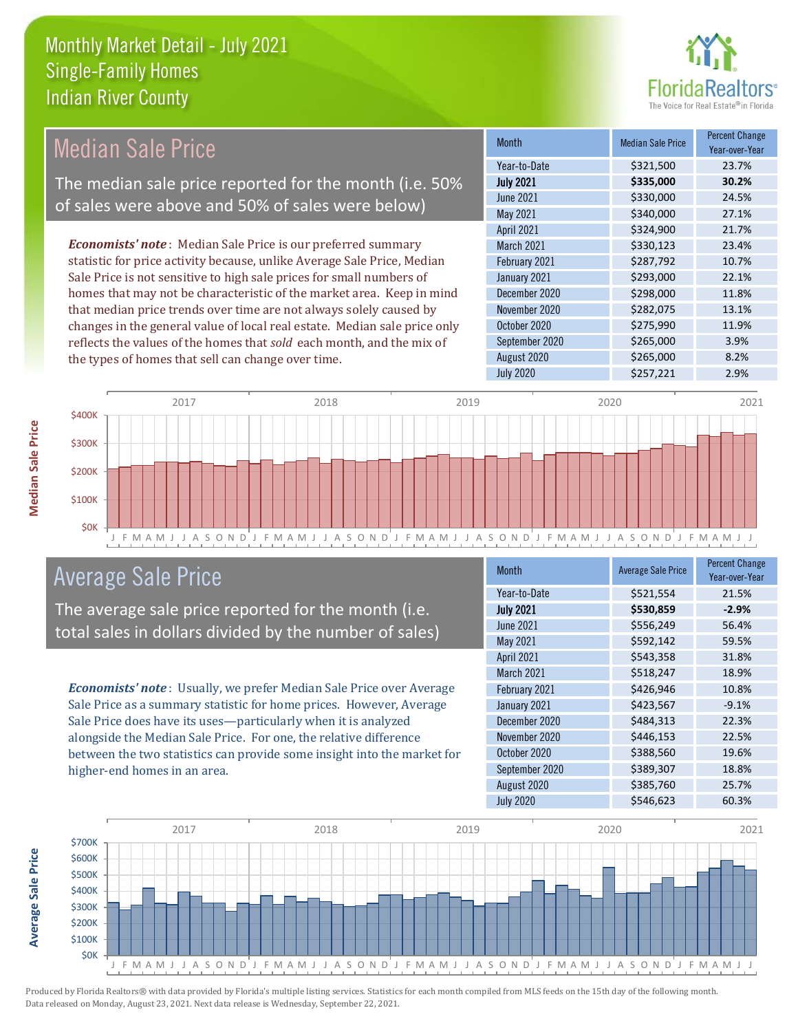# Monthly Market Detail - July 2021
## Single-Family Homes
## Indian River County

## Median Sale Price

The median sale price reported for the month (i.e. 50% of sales were above and 50% of sales were below)

*Economists' note*: Median Sale Price is our preferred summary statistic for price activity because, unlike Average Sale Price, Median Sale Price is not sensitive to high sale prices for small numbers of homes that may not be characteristic of the market area. Keep in mind that median price trends over time are not always solely caused by changes in the general value of local real estate. Median sale price only reflects the values of the homes that *sold* each month, and the mix of the types of homes that sell can change over time.

| Month | Median Sale Price | Percent Change Year-over-Year |
|---|---|---|
| Year-to-Date | $321,500 | 23.7% |
| **July 2021** | **$335,000** | **30.2%** |
| June 2021 | $330,000 | 24.5% |
| May 2021 | $340,000 | 27.1% |
| April 2021 | $324,900 | 21.7% |
| March 2021 | $330,123 | 23.4% |
| February 2021 | $287,792 | 10.7% |
| January 2021 | $293,000 | 22.1% |
| December 2020 | $298,000 | 11.8% |
| November 2020 | $282,075 | 13.1% |
| October 2020 | $275,990 | 11.9% |
| September 2020 | $265,000 | 3.9% |
| August 2020 | $265,000 | 8.2% |
| July 2020 | $257,221 | 2.9% |

Median Sale Price
2017 2018 2019 2020 2021
$400K $300K $200K $100K $0K
J F M A M J J A S O N D J F M A M J J A S O N D J F M A M J J A S O N D J F M A M J J A S O N D J F M A M J J

## Average Sale Price

The average sale price reported for the month (i.e. total sales in dollars divided by the number of sales)

*Economists' note*: Usually, we prefer Median Sale Price over Average Sale Price as a summary statistic for home prices. However, Average Sale Price does have its uses—particularly when it is analyzed alongside the Median Sale Price. For one, the relative difference between the two statistics can provide some insight into the market for higher-end homes in an area.

| Month | Average Sale Price | Percent Change Year-over-Year |
|---|---|---|
| Year-to-Date | $521,554 | 21.5% |
| **July 2021** | **$530,859** | **-2.9%** |
| June 2021 | $556,249 | 56.4% |
| May 2021 | $592,142 | 59.5% |
| April 2021 | $543,358 | 31.8% |
| March 2021 | $518,247 | 18.9% |
| February 2021 | $426,946 | 10.8% |
| January 2021 | $423,567 | -9.1% |
| December 2020 | $484,313 | 22.3% |
| November 2020 | $446,153 | 22.5% |
| October 2020 | $388,560 | 19.6% |
| September 2020 | $389,307 | 18.8% |
| August 2020 | $385,760 | 25.7% |
| July 2020 | $546,623 | 60.3% |

Average Sale Price
2017 2018 2019 2020 2021
$700K $600K $500K $400K $300K $200K $100K $0K
J F M A M J J A S O N D J F M A M J J A S O N D J F M A M J J A S O N D J F M A M J J A S O N D J F M A M J J

Produced by Florida Realtors® with data provided by Florida's multiple listing services. Statistics for each month compiled from MLS feeds on the 15th day of the following month. Data released on Monday, August 23, 2021. Next data release is Wednesday, September 22, 2021.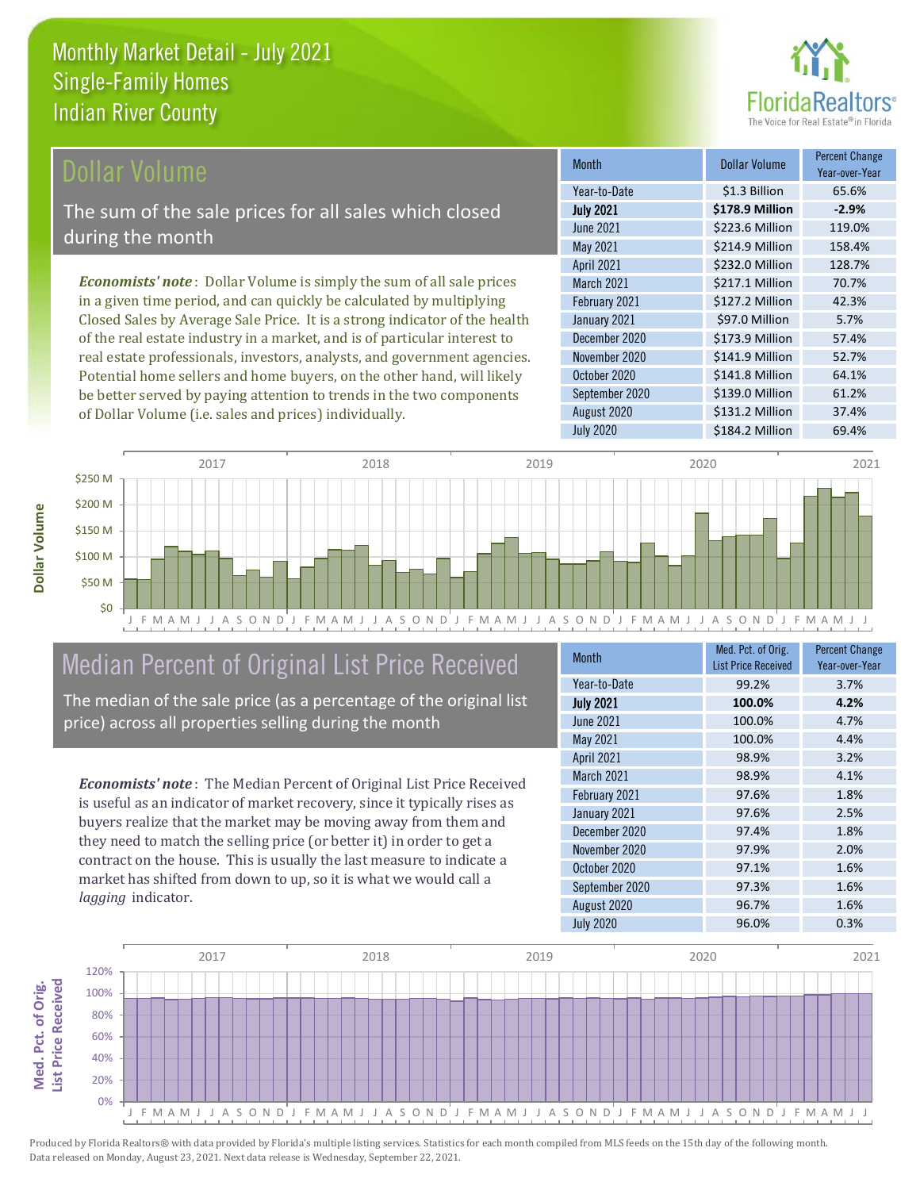# Monthly Market Detail - July 2021
## Single-Family Homes
## Indian River County

## Dollar Volume

The sum of the sale prices for all sales which closed during the month

***Economists' note***: Dollar Volume is simply the sum of all sale prices in a given time period, and can quickly be calculated by multiplying Closed Sales by Average Sale Price. It is a strong indicator of the health of the real estate industry in a market, and is of particular interest to real estate professionals, investors, analysts, and government agencies. Potential home sellers and home buyers, on the other hand, will likely be better served by paying attention to trends in the two components of Dollar Volume (i.e. sales and prices) individually.

| Month | Dollar Volume | Percent Change Year-over-Year |
|---|---|---|
| Year-to-Date | $1.3 Billion | 65.6% |
| **July 2021** | **$178.9 Million** | **-2.9%** |
| June 2021 | $223.6 Million | 119.0% |
| May 2021 | $214.9 Million | 158.4% |
| April 2021 | $232.0 Million | 128.7% |
| March 2021 | $217.1 Million | 70.7% |
| February 2021 | $127.2 Million | 42.3% |
| January 2021 | $97.0 Million | 5.7% |
| December 2020 | $173.9 Million | 57.4% |
| November 2020 | $141.9 Million | 52.7% |
| October 2020 | $141.8 Million | 64.1% |
| September 2020 | $139.0 Million | 61.2% |
| August 2020 | $131.2 Million | 37.4% |
| July 2020 | $184.2 Million | 69.4% |

Dollar Volume

2017 2018 2019 2020 2021

$250 M
$200 M
$150 M
$100 M
$50 M
$0

J F M A M J J A S O N D J F M A M J J A S O N D J F M A M J J A S O N D J F M A M J J A S O N D J F M A M J J

## Median Percent of Original List Price Received

The median of the sale price (as a percentage of the original list price) across all properties selling during the month

***Economists' note***: The Median Percent of Original List Price Received is useful as an indicator of market recovery, since it typically rises as buyers realize that the market may be moving away from them and they need to match the selling price (or better it) in order to get a contract on the house. This is usually the last measure to indicate a market has shifted from down to up, so it is what we would call a *lagging* indicator.

| Month | Med. Pct. of Orig. List Price Received | Percent Change Year-over-Year |
|---|---|---|
| Year-to-Date | 99.2% | 3.7% |
| **July 2021** | **100.0%** | **4.2%** |
| June 2021 | 100.0% | 4.7% |
| May 2021 | 100.0% | 4.4% |
| April 2021 | 98.9% | 3.2% |
| March 2021 | 98.9% | 4.1% |
| February 2021 | 97.6% | 1.8% |
| January 2021 | 97.6% | 2.5% |
| December 2020 | 97.4% | 1.8% |
| November 2020 | 97.9% | 2.0% |
| October 2020 | 97.1% | 1.6% |
| September 2020 | 97.3% | 1.6% |
| August 2020 | 96.7% | 1.6% |
| July 2020 | 96.0% | 0.3% |

Med. Pct. of Orig. List Price Received

2017 2018 2019 2020 2021

120%
100%
80%
60%
40%
20%
0%

J F M A M J J A S O N D J F M A M J J A S O N D J F M A M J J A S O N D J F M A M J J A S O N D J F M A M J J

Produced by Florida Realtors® with data provided by Florida's multiple listing services. Statistics for each month compiled from MLS feeds on the 15th day of the following month. Data released on Monday, August 23, 2021. Next data release is Wednesday, September 22, 2021.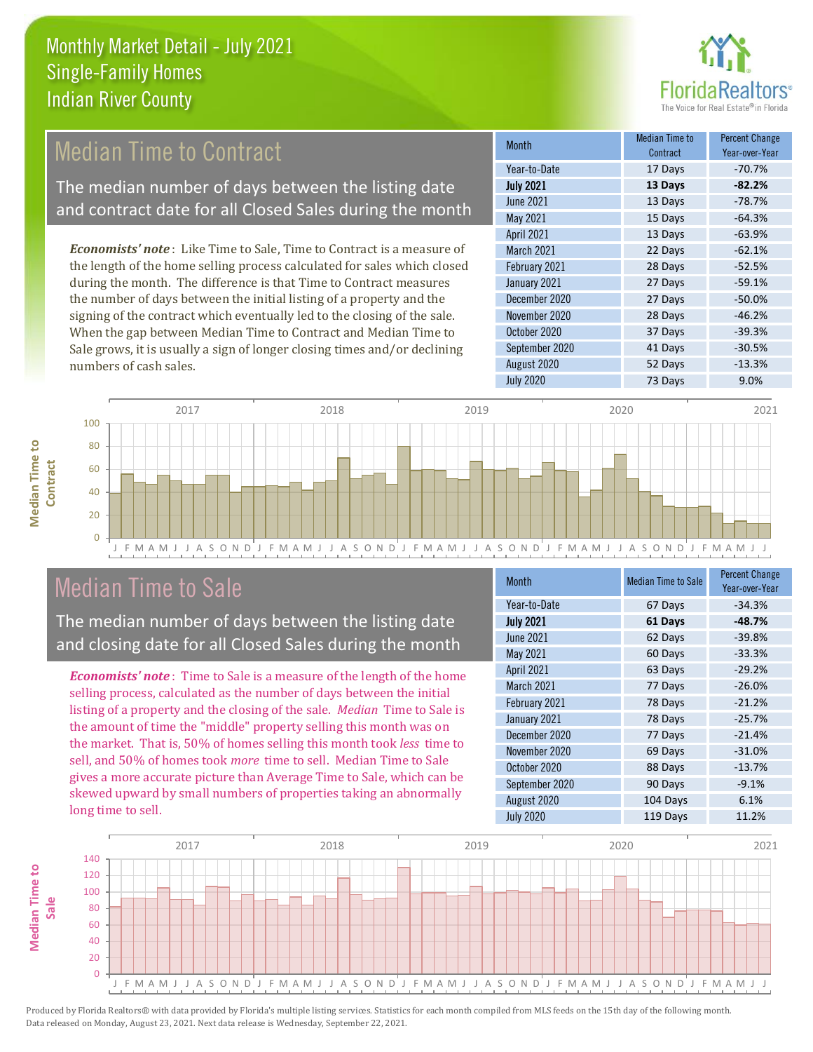# Monthly Market Detail - July 2021
## Single-Family Homes
## Indian River County

## Median Time to Contract

The median number of days between the listing date and contract date for all Closed Sales during the month

*Economists' note*: Like Time to Sale, Time to Contract is a measure of the length of the home selling process calculated for sales which closed during the month. The difference is that Time to Contract measures the number of days between the initial listing of a property and the signing of the contract which eventually led to the closing of the sale. When the gap between Median Time to Contract and Median Time to Sale grows, it is usually a sign of longer closing times and/or declining numbers of cash sales.

| Month | Median Time to Contract | Percent Change Year-over-Year |
|---|---|---|
| Year-to-Date | 17 Days | -70.7% |
| **July 2021** | **13 Days** | **-82.2%** |
| June 2021 | 13 Days | -78.7% |
| May 2021 | 15 Days | -64.3% |
| April 2021 | 13 Days | -63.9% |
| March 2021 | 22 Days | -62.1% |
| February 2021 | 28 Days | -52.5% |
| January 2021 | 27 Days | -59.1% |
| December 2020 | 27 Days | -50.0% |
| November 2020 | 28 Days | -46.2% |
| October 2020 | 37 Days | -39.3% |
| September 2020 | 41 Days | -30.5% |
| August 2020 | 52 Days | -13.3% |
| July 2020 | 73 Days | 9.0% |

Median Time to Contract

2017 2018 2019 2020 2021

0 20 40 60 80 100

J F M A M J J A S O N D J F M A M J J A S O N D J F M A M J J A S O N D J F M A M J J A S O N D J F M A M J J

## Median Time to Sale

The median number of days between the listing date and closing date for all Closed Sales during the month

*Economists' note*: Time to Sale is a measure of the length of the home selling process, calculated as the number of days between the initial listing of a property and the closing of the sale. *Median* Time to Sale is the amount of time the "middle" property selling this month was on the market. That is, 50% of homes selling this month took *less* time to sell, and 50% of homes took *more* time to sell. Median Time to Sale gives a more accurate picture than Average Time to Sale, which can be skewed upward by small numbers of properties taking an abnormally long time to sell.

| Month | Median Time to Sale | Percent Change Year-over-Year |
|---|---|---|
| Year-to-Date | 67 Days | -34.3% |
| **July 2021** | **61 Days** | **-48.7%** |
| June 2021 | 62 Days | -39.8% |
| May 2021 | 60 Days | -33.3% |
| April 2021 | 63 Days | -29.2% |
| March 2021 | 77 Days | -26.0% |
| February 2021 | 78 Days | -21.2% |
| January 2021 | 78 Days | -25.7% |
| December 2020 | 77 Days | -21.4% |
| November 2020 | 69 Days | -31.0% |
| October 2020 | 88 Days | -13.7% |
| September 2020 | 90 Days | -9.1% |
| August 2020 | 104 Days | 6.1% |
| July 2020 | 119 Days | 11.2% |

Median Time to Sale

2017 2018 2019 2020 2021

0 20 40 60 80 100 120 140

J F M A M J J A S O N D J F M A M J J A S O N D J F M A M J J A S O N D J F M A M J J A S O N D J F M A M J J

Produced by Florida Realtors® with data provided by Florida's multiple listing services. Statistics for each month compiled from MLS feeds on the 15th day of the following month. Data released on Monday, August 23, 2021. Next data release is Wednesday, September 22, 2021.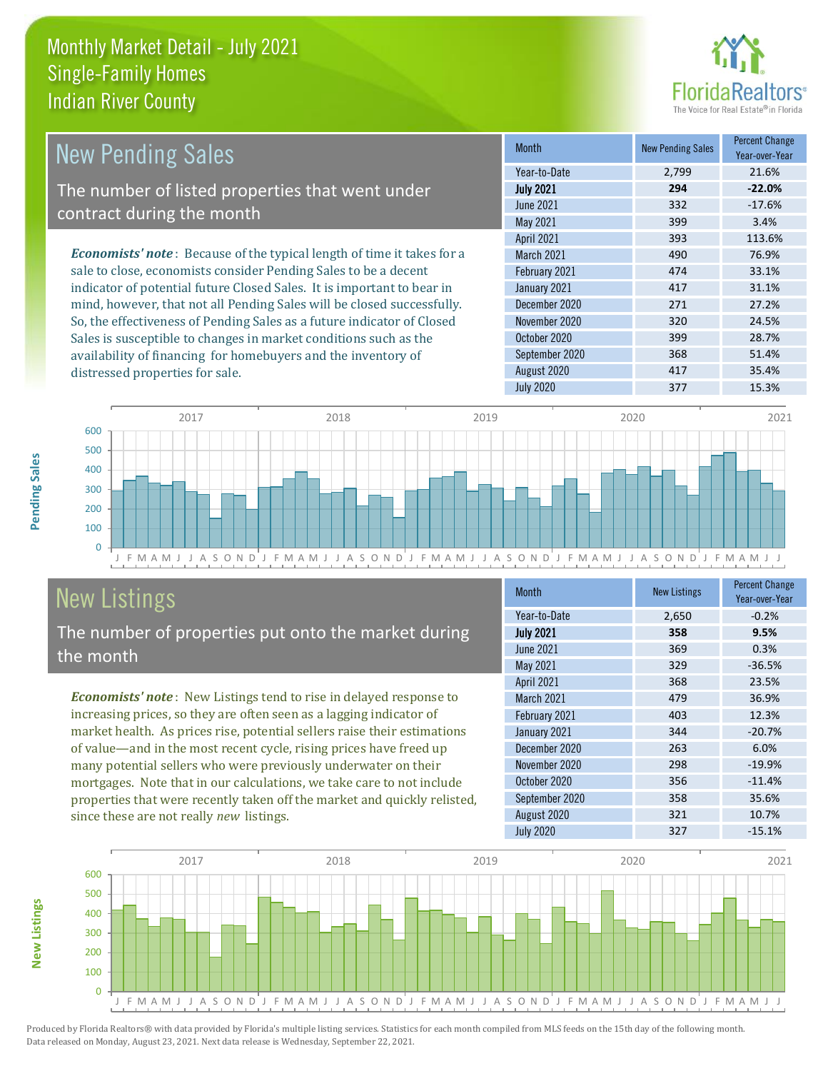# Monthly Market Detail - July 2021
## Single-Family Homes
## Indian River County

FloridaRealtors® The Voice for Real Estate® in Florida

## New Pending Sales

The number of listed properties that went under contract during the month

***Economists' note***: Because of the typical length of time it takes for a sale to close, economists consider Pending Sales to be a decent indicator of potential future Closed Sales. It is important to bear in mind, however, that not all Pending Sales will be closed successfully. So, the effectiveness of Pending Sales as a future indicator of Closed Sales is susceptible to changes in market conditions such as the availability of financing for homebuyers and the inventory of distressed properties for sale.

| Month | New Pending Sales | Percent Change Year-over-Year |
|---|---|---|
| Year-to-Date | 2,799 | 21.6% |
| **July 2021** | **294** | **-22.0%** |
| June 2021 | 332 | -17.6% |
| May 2021 | 399 | 3.4% |
| April 2021 | 393 | 113.6% |
| March 2021 | 490 | 76.9% |
| February 2021 | 474 | 33.1% |
| January 2021 | 417 | 31.1% |
| December 2020 | 271 | 27.2% |
| November 2020 | 320 | 24.5% |
| October 2020 | 399 | 28.7% |
| September 2020 | 368 | 51.4% |
| August 2020 | 417 | 35.4% |
| July 2020 | 377 | 15.3% |

Pending Sales

2017 2018 2019 2020 2021

0 100 200 300 400 500 600

J F M A M J J A S O N D J F M A M J J A S O N D J F M A M J J A S O N D J F M A M J J A S O N D J F M A M J J

## New Listings

The number of properties put onto the market during the month

***Economists' note***: New Listings tend to rise in delayed response to increasing prices, so they are often seen as a lagging indicator of market health. As prices rise, potential sellers raise their estimations of value—and in the most recent cycle, rising prices have freed up many potential sellers who were previously underwater on their mortgages. Note that in our calculations, we take care to not include properties that were recently taken off the market and quickly relisted, since these are not really *new* listings.

| Month | New Listings | Percent Change Year-over-Year |
|---|---|---|
| Year-to-Date | 2,650 | -0.2% |
| **July 2021** | **358** | **9.5%** |
| June 2021 | 369 | 0.3% |
| May 2021 | 329 | -36.5% |
| April 2021 | 368 | 23.5% |
| March 2021 | 479 | 36.9% |
| February 2021 | 403 | 12.3% |
| January 2021 | 344 | -20.7% |
| December 2020 | 263 | 6.0% |
| November 2020 | 298 | -19.9% |
| October 2020 | 356 | -11.4% |
| September 2020 | 358 | 35.6% |
| August 2020 | 321 | 10.7% |
| July 2020 | 327 | -15.1% |

New Listings

2017 2018 2019 2020 2021

0 100 200 300 400 500 600

J F M A M J J A S O N D J F M A M J J A S O N D J F M A M J J A S O N D J F M A M J J A S O N D J F M A M J J

Produced by Florida Realtors® with data provided by Florida's multiple listing services. Statistics for each month compiled from MLS feeds on the 15th day of the following month. Data released on Monday, August 23, 2021. Next data release is Wednesday, September 22, 2021.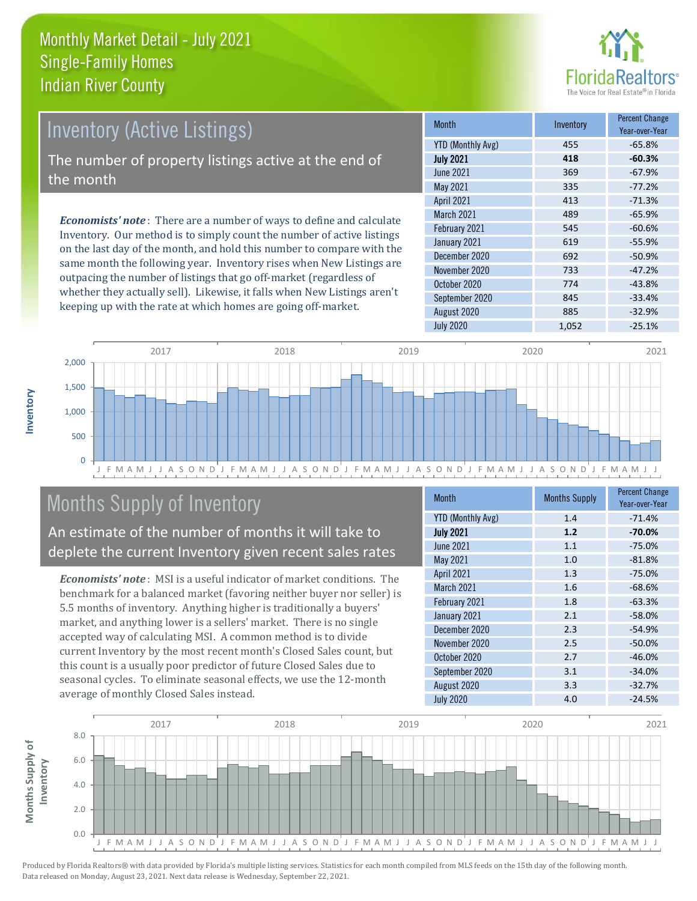# Monthly Market Detail - July 2021
## Single-Family Homes
## Indian River County

## Inventory (Active Listings)

The number of property listings active at the end of the month

*Economists' note*: There are a number of ways to define and calculate Inventory. Our method is to simply count the number of active listings on the last day of the month, and hold this number to compare with the same month the following year. Inventory rises when New Listings are outpacing the number of listings that go off-market (regardless of whether they actually sell). Likewise, it falls when New Listings aren't keeping up with the rate at which homes are going off-market.

| Month | Inventory | Percent Change Year-over-Year |
|---|---|---|
| YTD (Monthly Avg) | 455 | -65.8% |
| **July 2021** | **418** | **-60.3%** |
| June 2021 | 369 | -67.9% |
| May 2021 | 335 | -77.2% |
| April 2021 | 413 | -71.3% |
| March 2021 | 489 | -65.9% |
| February 2021 | 545 | -60.6% |
| January 2021 | 619 | -55.9% |
| December 2020 | 692 | -50.9% |
| November 2020 | 733 | -47.2% |
| October 2020 | 774 | -43.8% |
| September 2020 | 845 | -33.4% |
| August 2020 | 885 | -32.9% |
| July 2020 | 1,052 | -25.1% |

## Months Supply of Inventory

An estimate of the number of months it will take to deplete the current Inventory given recent sales rates

*Economists' note*: MSI is a useful indicator of market conditions. The benchmark for a balanced market (favoring neither buyer nor seller) is 5.5 months of inventory. Anything higher is traditionally a buyers' market, and anything lower is a sellers' market. There is no single accepted way of calculating MSI. A common method is to divide current Inventory by the most recent month's Closed Sales count, but this count is a usually poor predictor of future Closed Sales due to seasonal cycles. To eliminate seasonal effects, we use the 12-month average of monthly Closed Sales instead.

| Month | Months Supply | Percent Change Year-over-Year |
|---|---|---|
| YTD (Monthly Avg) | 1.4 | -71.4% |
| **July 2021** | **1.2** | **-70.0%** |
| June 2021 | 1.1 | -75.0% |
| May 2021 | 1.0 | -81.8% |
| April 2021 | 1.3 | -75.0% |
| March 2021 | 1.6 | -68.6% |
| February 2021 | 1.8 | -63.3% |
| January 2021 | 2.1 | -58.0% |
| December 2020 | 2.3 | -54.9% |
| November 2020 | 2.5 | -50.0% |
| October 2020 | 2.7 | -46.0% |
| September 2020 | 3.1 | -34.0% |
| August 2020 | 3.3 | -32.7% |
| July 2020 | 4.0 | -24.5% |

Produced by Florida Realtors® with data provided by Florida's multiple listing services. Statistics for each month compiled from MLS feeds on the 15th day of the following month. Data released on Monday, August 23, 2021. Next data release is Wednesday, September 22, 2021.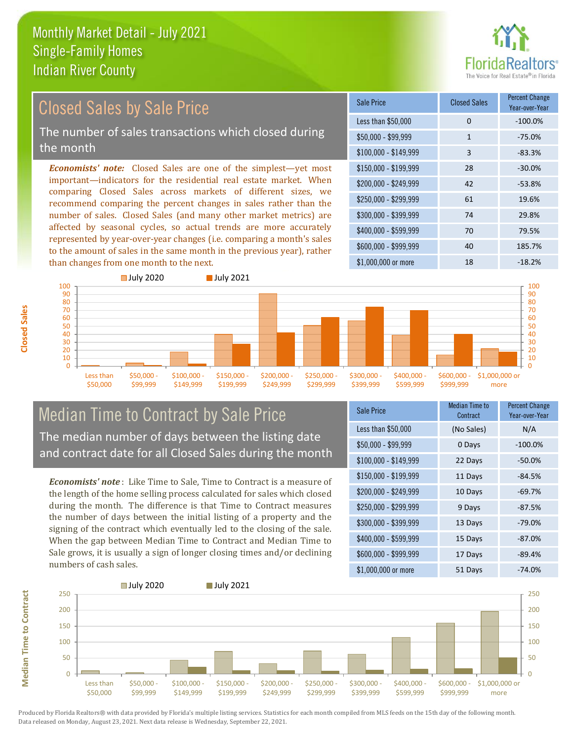# Monthly Market Detail - July 2021
## Single-Family Homes
## Indian River County

FloridaRealtors® The Voice for Real Estate® in Florida

## Closed Sales by Sale Price

The number of sales transactions which closed during the month

***Economists' note:*** Closed Sales are one of the simplest—yet most important—indicators for the residential real estate market. When comparing Closed Sales across markets of different sizes, we recommend comparing the percent changes in sales rather than the number of sales. Closed Sales (and many other market metrics) are affected by seasonal cycles, so actual trends are more accurately represented by year-over-year changes (i.e. comparing a month's sales to the amount of sales in the same month in the previous year), rather than changes from one month to the next.

| Sale Price | Closed Sales | Percent Change Year-over-Year |
|---|---|---|
| Less than $50,000 | 0 | -100.0% |
| $50,000 - $99,999 | 1 | -75.0% |
| $100,000 - $149,999 | 3 | -83.3% |
| $150,000 - $199,999 | 28 | -30.0% |
| $200,000 - $249,999 | 42 | -53.8% |
| $250,000 - $299,999 | 61 | 19.6% |
| $300,000 - $399,999 | 74 | 29.8% |
| $400,000 - $599,999 | 70 | 79.5% |
| $600,000 - $999,999 | 40 | 185.7% |
| $1,000,000 or more | 18 | -18.2% |

July 2020 July 2021

Closed Sales

0 10 20 30 40 50 60 70 80 90 100

Less than $50,000 | $50,000 - $99,999 | $100,000 - $149,999 | $150,000 - $199,999 | $200,000 - $249,999 | $250,000 - $299,999 | $300,000 - $399,999 | $400,000 - $599,999 | $600,000 - $999,999 | $1,000,000 or more

## Median Time to Contract by Sale Price

The median number of days between the listing date and contract date for all Closed Sales during the month

***Economists' note***: Like Time to Sale, Time to Contract is a measure of the length of the home selling process calculated for sales which closed during the month. The difference is that Time to Contract measures the number of days between the initial listing of a property and the signing of the contract which eventually led to the closing of the sale. When the gap between Median Time to Contract and Median Time to Sale grows, it is usually a sign of longer closing times and/or declining numbers of cash sales.

| Sale Price | Median Time to Contract | Percent Change Year-over-Year |
|---|---|---|
| Less than $50,000 | (No Sales) | N/A |
| $50,000 - $99,999 | 0 Days | -100.0% |
| $100,000 - $149,999 | 22 Days | -50.0% |
| $150,000 - $199,999 | 11 Days | -84.5% |
| $200,000 - $249,999 | 10 Days | -69.7% |
| $250,000 - $299,999 | 9 Days | -87.5% |
| $300,000 - $399,999 | 13 Days | -79.0% |
| $400,000 - $599,999 | 15 Days | -87.0% |
| $600,000 - $999,999 | 17 Days | -89.4% |
| $1,000,000 or more | 51 Days | -74.0% |

July 2020 July 2021

Median Time to Contract

0 50 100 150 200 250

Less than $50,000 | $50,000 - $99,999 | $100,000 - $149,999 | $150,000 - $199,999 | $200,000 - $249,999 | $250,000 - $299,999 | $300,000 - $399,999 | $400,000 - $599,999 | $600,000 - $999,999 | $1,000,000 or more

Produced by Florida Realtors® with data provided by Florida's multiple listing services. Statistics for each month compiled from MLS feeds on the 15th day of the following month. Data released on Monday, August 23, 2021. Next data release is Wednesday, September 22, 2021.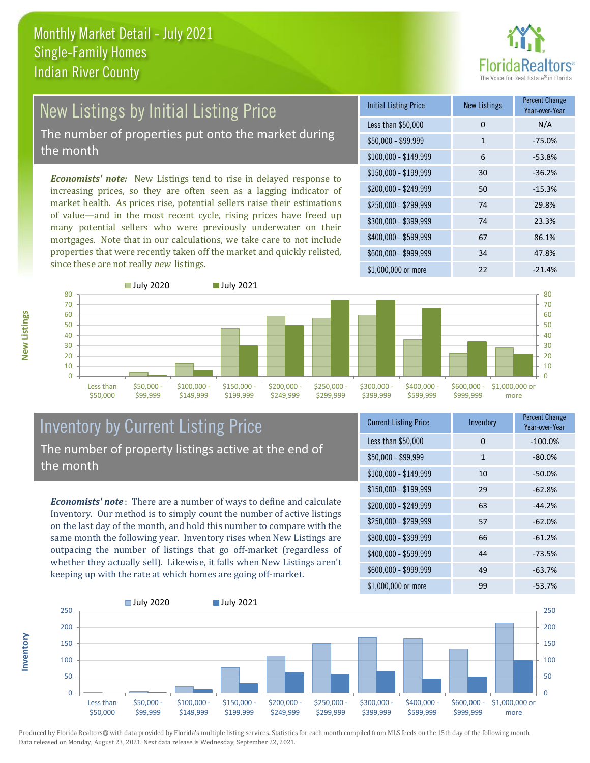Monthly Market Detail - July 2021
Single-Family Homes
Indian River County

FloridaRealtors®
The Voice for Real Estate® in Florida

## New Listings by Initial Listing Price

The number of properties put onto the market during the month

*Economists' note:* New Listings tend to rise in delayed response to increasing prices, so they are often seen as a lagging indicator of market health. As prices rise, potential sellers raise their estimations of value—and in the most recent cycle, rising prices have freed up many potential sellers who were previously underwater on their mortgages. Note that in our calculations, we take care to not include properties that were recently taken off the market and quickly relisted, since these are not really *new* listings.

| Initial Listing Price | New Listings | Percent Change Year-over-Year |
|---|---|---|
| Less than $50,000 | 0 | N/A |
| $50,000 - $99,999 | 1 | -75.0% |
| $100,000 - $149,999 | 6 | -53.8% |
| $150,000 - $199,999 | 30 | -36.2% |
| $200,000 - $249,999 | 50 | -15.3% |
| $250,000 - $299,999 | 74 | 29.8% |
| $300,000 - $399,999 | 74 | 23.3% |
| $400,000 - $599,999 | 67 | 86.1% |
| $600,000 - $999,999 | 34 | 47.8% |
| $1,000,000 or more | 22 | -21.4% |

July 2020
July 2021
New Listings
0 10 20 30 40 50 60 70 80
Less than $50,000
$50,000 - $99,999
$100,000 - $149,999
$150,000 - $199,999
$200,000 - $249,999
$250,000 - $299,999
$300,000 - $399,999
$400,000 - $599,999
$600,000 - $999,999
$1,000,000 or more

## Inventory by Current Listing Price

The number of property listings active at the end of the month

*Economists' note*: There are a number of ways to define and calculate Inventory. Our method is to simply count the number of active listings on the last day of the month, and hold this number to compare with the same month the following year. Inventory rises when New Listings are outpacing the number of listings that go off-market (regardless of whether they actually sell). Likewise, it falls when New Listings aren't keeping up with the rate at which homes are going off-market.

| Current Listing Price | Inventory | Percent Change Year-over-Year |
|---|---|---|
| Less than $50,000 | 0 | -100.0% |
| $50,000 - $99,999 | 1 | -80.0% |
| $100,000 - $149,999 | 10 | -50.0% |
| $150,000 - $199,999 | 29 | -62.8% |
| $200,000 - $249,999 | 63 | -44.2% |
| $250,000 - $299,999 | 57 | -62.0% |
| $300,000 - $399,999 | 66 | -61.2% |
| $400,000 - $599,999 | 44 | -73.5% |
| $600,000 - $999,999 | 49 | -63.7% |
| $1,000,000 or more | 99 | -53.7% |

July 2020
July 2021
Inventory
0 50 100 150 200 250
Less than $50,000
$50,000 - $99,999
$100,000 - $149,999
$150,000 - $199,999
$200,000 - $249,999
$250,000 - $299,999
$300,000 - $399,999
$400,000 - $599,999
$600,000 - $999,999
$1,000,000 or more

Produced by Florida Realtors® with data provided by Florida's multiple listing services. Statistics for each month compiled from MLS feeds on the 15th day of the following month. Data released on Monday, August 23, 2021. Next data release is Wednesday, September 22, 2021.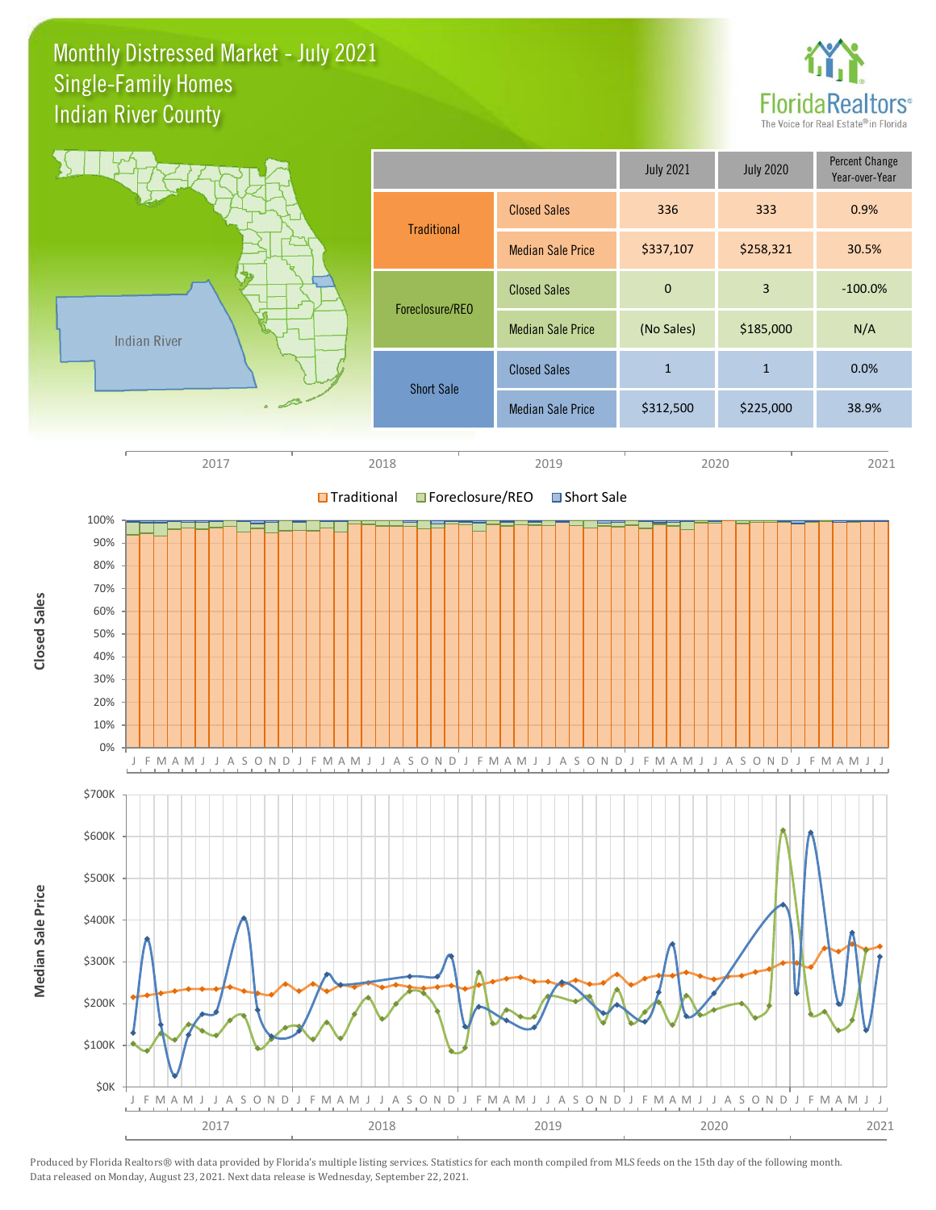# Monthly Distressed Market - July 2021
## Single-Family Homes
## Indian River County

FloridaRealtors®
The Voice for Real Estate® in Florida

Indian River

| | | July 2021 | July 2020 | Percent Change Year-over-Year |
|---|---|---|---|---|
| Traditional | Closed Sales | 336 | 333 | 0.9% |
| | Median Sale Price | $337,107 | $258,321 | 30.5% |
| Foreclosure/REO | Closed Sales | 0 | 3 | -100.0% |
| | Median Sale Price | (No Sales) | $185,000 | N/A |
| Short Sale | Closed Sales | 1 | 1 | 0.0% |
| | Median Sale Price | $312,500 | $225,000 | 38.9% |

2017 2018 2019 2020 2021

Traditional Foreclosure/REO Short Sale

Closed Sales

100% 90% 80% 70% 60% 50% 40% 30% 20% 10% 0%

J F M A M J J A S O N D J F M A M J J A S O N D J F M A M J J A S O N D J F M A M J J A S O N D J F M A M J J

Median Sale Price

$700K $600K $500K $400K $300K $200K $100K $0K

J F M A M J J A S O N D J F M A M J J A S O N D J F M A M J J A S O N D J F M A M J J A S O N D J F M A M J J

2017 2018 2019 2020 2021

Produced by Florida Realtors® with data provided by Florida's multiple listing services. Statistics for each month compiled from MLS feeds on the 15th day of the following month. Data released on Monday, August 23, 2021. Next data release is Wednesday, September 22, 2021.